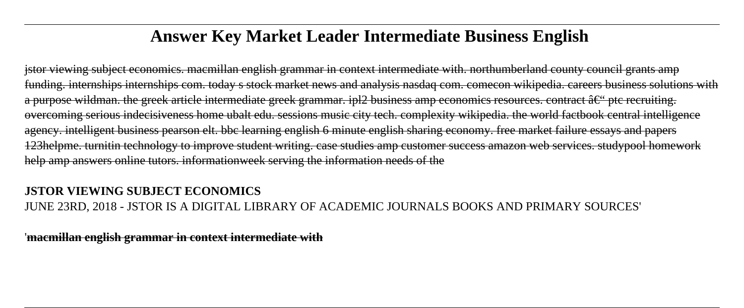# Answer Key Market Leader Intermediate Business English

~~jstor viewing subject economics. macmillan english grammar in context intermediate with. northumberland county council grants amp funding. internships internships com. today s stock market news and analysis nasdaq com. comecon wikipedia. careers business solutions with a purpose wildman. the greek article intermediate greek grammar. ipl2 business amp economics resources. contract â€" ptc recruiting. overcoming serious indecisiveness home ubalt edu. sessions music city tech. complexity wikipedia. the world factbook central intelligence agency. intelligent business pearson elt. bbc learning english 6 minute english sharing economy. free market failure essays and papers 123helpme. turnitin technology to improve student writing. case studies amp customer success amazon web services. studypool homework help amp answers online tutors. informationweek serving the information needs of the~~

**JSTOR VIEWING SUBJECT ECONOMICS**

JUNE 23RD, 2018 - JSTOR IS A DIGITAL LIBRARY OF ACADEMIC JOURNALS BOOKS AND PRIMARY SOURCES'

'**macmillan english grammar in context intermediate with**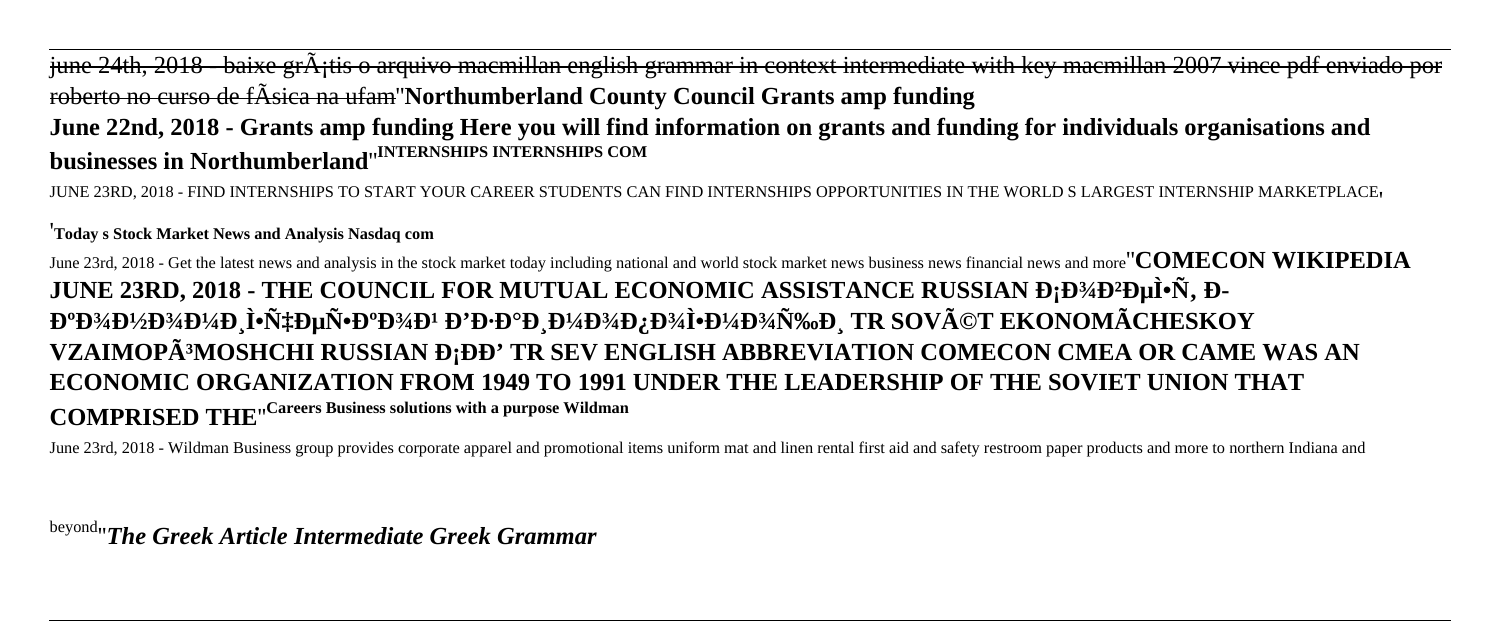~~june 24th, 2018 - baixe grÃ¡tis o arquivo macmillan english grammar in context intermediate with key macmillan 2007 vince pdf enviado por roberto no curso de fÃsica na ufam~~''**Northumberland County Council Grants amp funding**

**June 22nd, 2018 - Grants amp funding Here you will find information on grants and funding for individuals organisations and businesses in Northumberland**''INTERNSHIPS INTERNSHIPS COM

JUNE 23RD, 2018 - FIND INTERNSHIPS TO START YOUR CAREER STUDENTS CAN FIND INTERNSHIPS OPPORTUNITIES IN THE WORLD S LARGEST INTERNSHIP MARKETPLACE'

'**Today s Stock Market News and Analysis Nasdaq com**

June 23rd, 2018 - Get the latest news and analysis in the stock market today including national and world stock market news business news financial news and more''**COMECON WIKIPEDIA**

**JUNE 23RD, 2018 - THE COUNCIL FOR MUTUAL ECONOMIC ASSISTANCE RUSSIAN Đ¡Đ¾Đ²ĐµÌ•Ñ, Đ­ĐºĐ¾Đ½Đ¾Đ¼Đ¸Ì•Ñ‡ĐµÑ•ĐºĐ¾Đ¹ Đ'Đ·Đ°Đ¸Đ¼Đ¾Đ¿Đ¾Ì•Đ¼Đ¾Ñ‰Đ¸ TR SOVÃ©T EKONOMÃCHESKOY VZAIMOPÃ³MOSHCHI RUSSIAN Đ¡ĐĐ' TR SEV ENGLISH ABBREVIATION COMECON CMEA OR CAME WAS AN ECONOMIC ORGANIZATION FROM 1949 TO 1991 UNDER THE LEADERSHIP OF THE SOVIET UNION THAT COMPRISED THE**''**Careers Business solutions with a purpose Wildman**

June 23rd, 2018 - Wildman Business group provides corporate apparel and promotional items uniform mat and linen rental first aid and safety restroom paper products and more to northern Indiana and beyond''***The Greek Article Intermediate Greek Grammar***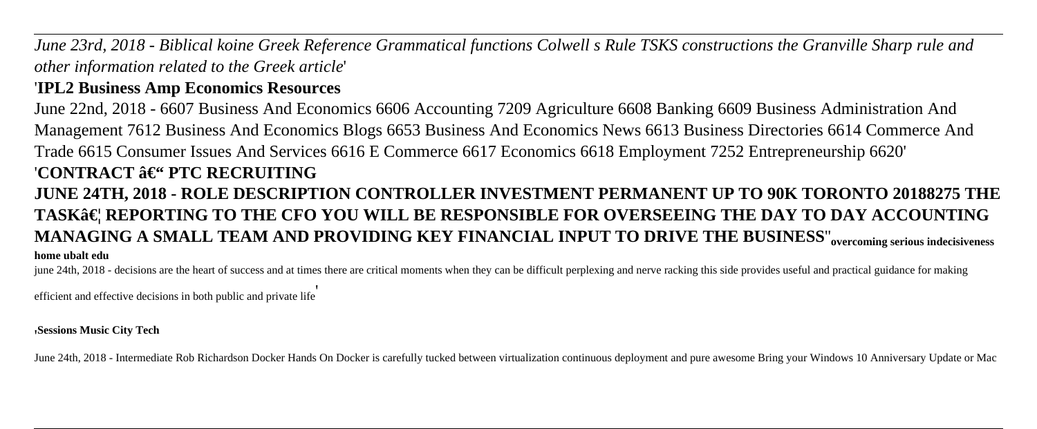*June 23rd, 2018 - Biblical koine Greek Reference Grammatical functions Colwell s Rule TSKS constructions the Granville Sharp rule and other information related to the Greek article*'

'**IPL2 Business Amp Economics Resources**

June 22nd, 2018 - 6607 Business And Economics 6606 Accounting 7209 Agriculture 6608 Banking 6609 Business Administration And Management 7612 Business And Economics Blogs 6653 Business And Economics News 6613 Business Directories 6614 Commerce And Trade 6615 Consumer Issues And Services 6616 E Commerce 6617 Economics 6618 Employment 7252 Entrepreneurship 6620'

'**CONTRACT â€“ PTC RECRUITING**

**JUNE 24TH, 2018 - ROLE DESCRIPTION CONTROLLER INVESTMENT PERMANENT UP TO 90K TORONTO 20188275 THE TASKâ€¦ REPORTING TO THE CFO YOU WILL BE RESPONSIBLE FOR OVERSEEING THE DAY TO DAY ACCOUNTING MANAGING A SMALL TEAM AND PROVIDING KEY FINANCIAL INPUT TO DRIVE THE BUSINESS**''**overcoming serious indecisiveness home ubalt edu**

june 24th, 2018 - decisions are the heart of success and at times there are critical moments when they can be difficult perplexing and nerve racking this side provides useful and practical guidance for making efficient and effective decisions in both public and private life'

'**Sessions Music City Tech**

June 24th, 2018 - Intermediate Rob Richardson Docker Hands On Docker is carefully tucked between virtualization continuous deployment and pure awesome Bring your Windows 10 Anniversary Update or Mac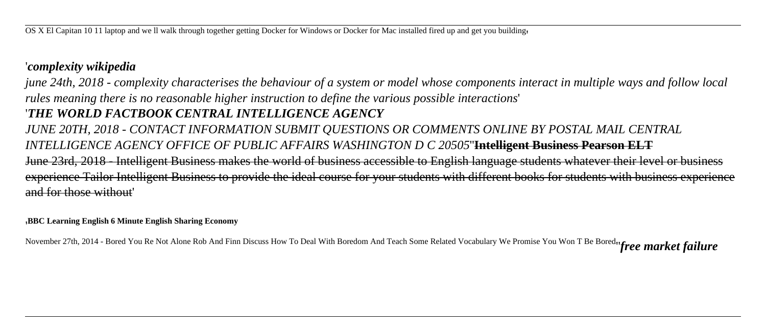OS X El Capitan 10 11 laptop and we ll walk through together getting Docker for Windows or Docker for Mac installed fired up and get you building'

'*complexity wikipedia*

*june 24th, 2018 - complexity characterises the behaviour of a system or model whose components interact in multiple ways and follow local rules meaning there is no reasonable higher instruction to define the various possible interactions*'

'*THE WORLD FACTBOOK CENTRAL INTELLIGENCE AGENCY*

*JUNE 20TH, 2018 - CONTACT INFORMATION SUBMIT QUESTIONS OR COMMENTS ONLINE BY POSTAL MAIL CENTRAL INTELLIGENCE AGENCY OFFICE OF PUBLIC AFFAIRS WASHINGTON D C 20505*''~~**Intelligent Business Pearson ELT**~~

~~June 23rd, 2018 - Intelligent Business makes the world of business accessible to English language students whatever their level or business experience Tailor Intelligent Business to provide the ideal course for your students with different books for students with business experience and for those without~~'

'**BBC Learning English 6 Minute English Sharing Economy**

November 27th, 2014 - Bored You Re Not Alone Rob And Finn Discuss How To Deal With Boredom And Teach Some Related Vocabulary We Promise You Won T Be Bored''***free market failure***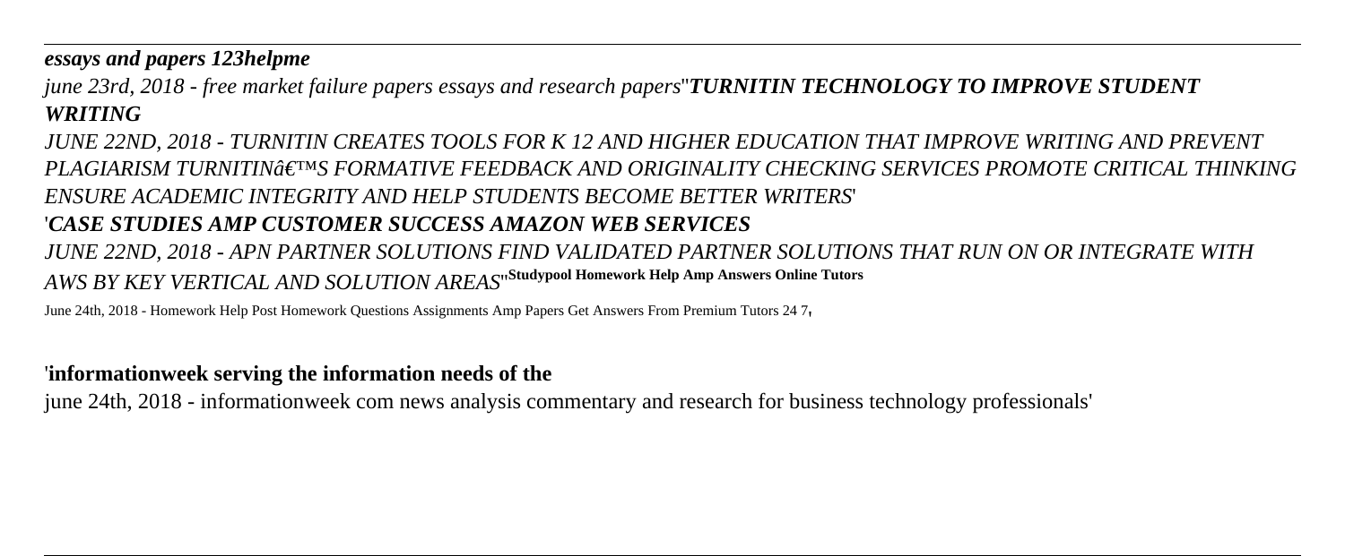*essays and papers 123helpme*

*june 23rd, 2018 - free market failure papers essays and research papers*''***TURNITIN TECHNOLOGY TO IMPROVE STUDENT WRITING***

*JUNE 22ND, 2018 - TURNITIN CREATES TOOLS FOR K 12 AND HIGHER EDUCATION THAT IMPROVE WRITING AND PREVENT PLAGIARISM TURNITINâ€™S FORMATIVE FEEDBACK AND ORIGINALITY CHECKING SERVICES PROMOTE CRITICAL THINKING ENSURE ACADEMIC INTEGRITY AND HELP STUDENTS BECOME BETTER WRITERS*'

'***CASE STUDIES AMP CUSTOMER SUCCESS AMAZON WEB SERVICES***

*JUNE 22ND, 2018 - APN PARTNER SOLUTIONS FIND VALIDATED PARTNER SOLUTIONS THAT RUN ON OR INTEGRATE WITH AWS BY KEY VERTICAL AND SOLUTION AREAS*''**Studypool Homework Help Amp Answers Online Tutors**

June 24th, 2018 - Homework Help Post Homework Questions Assignments Amp Papers Get Answers From Premium Tutors 24 7'

'**informationweek serving the information needs of the**

june 24th, 2018 - informationweek com news analysis commentary and research for business technology professionals'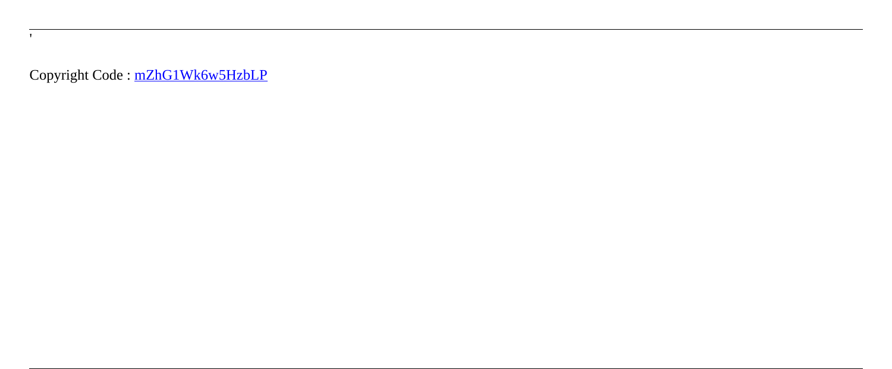'

Copyright Code : [mZhG1Wk6w5HzbLP]